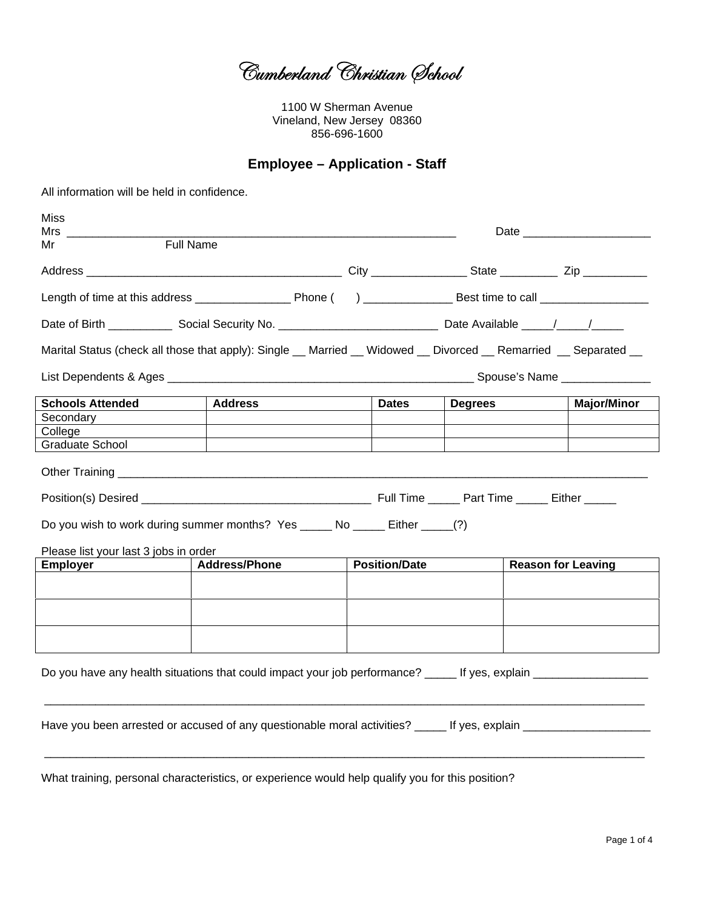# Cumberland Christian School

1100 W Sherman Avenue
Vineland, New Jersey 08360
856-696-1600

## Employee – Application - Staff

All information will be held in confidence.

Miss
Mrs ________________________________________________________________ Date ____________________
Mr Full Name

Address ________________________________________ City _______________ State _________ Zip __________

Length of time at this address _______________ Phone ( ) ______________ Best time to call _________________

Date of Birth __________ Social Security No. _________________________ Date Available _____/_____/_____

Marital Status (check all those that apply): Single __ Married __ Widowed __ Divorced __ Remarried __ Separated __

List Dependents & Ages __________________________________________________ Spouse's Name ______________

| Schools Attended | Address | Dates | Degrees | Major/Minor |
|---|---|---|---|---|
| Secondary | | | | |
| College | | | | |
| Graduate School | | | | |

Other Training ________________________________________________________________________________________

Position(s) Desired ____________________________________ Full Time _____ Part Time _____ Either _____

Do you wish to work during summer months? Yes _____ No _____ Either _____(?)

Please list your last 3 jobs in order

| Employer | Address/Phone | Position/Date | Reason for Leaving |
|---|---|---|---|
| | | | |
| | | | |
| | | | |

Do you have any health situations that could impact your job performance? _____ If yes, explain __________________

___________________________________________________________________________________________________

Have you been arrested or accused of any questionable moral activities? _____ If yes, explain ____________________

___________________________________________________________________________________________________

What training, personal characteristics, or experience would help qualify you for this position?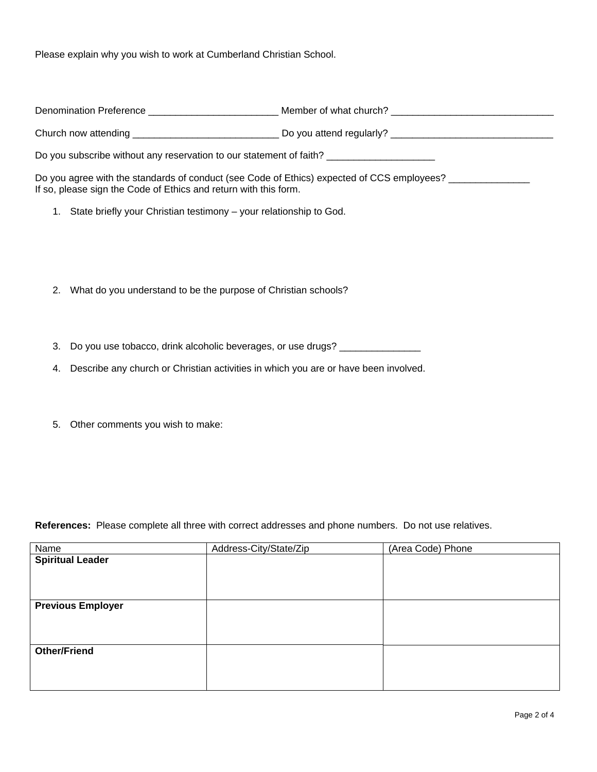Please explain why you wish to work at Cumberland Christian School.

Denomination Preference ________________________ Member of what church? ______________________________

Church now attending ___________________________ Do you attend regularly? ______________________________

Do you subscribe without any reservation to our statement of faith? ____________________

Do you agree with the standards of conduct (see Code of Ethics) expected of CCS employees? _______________
If so, please sign the Code of Ethics and return with this form.

1. State briefly your Christian testimony – your relationship to God.

2. What do you understand to be the purpose of Christian schools?

3. Do you use tobacco, drink alcoholic beverages, or use drugs? _______________

4. Describe any church or Christian activities in which you are or have been involved.

5. Other comments you wish to make:

**References:** Please complete all three with correct addresses and phone numbers. Do not use relatives.

| Name | Address-City/State/Zip | (Area Code) Phone |
|---|---|---|
| **Spiritual Leader** | | |
| **Previous Employer** | | |
| **Other/Friend** | | |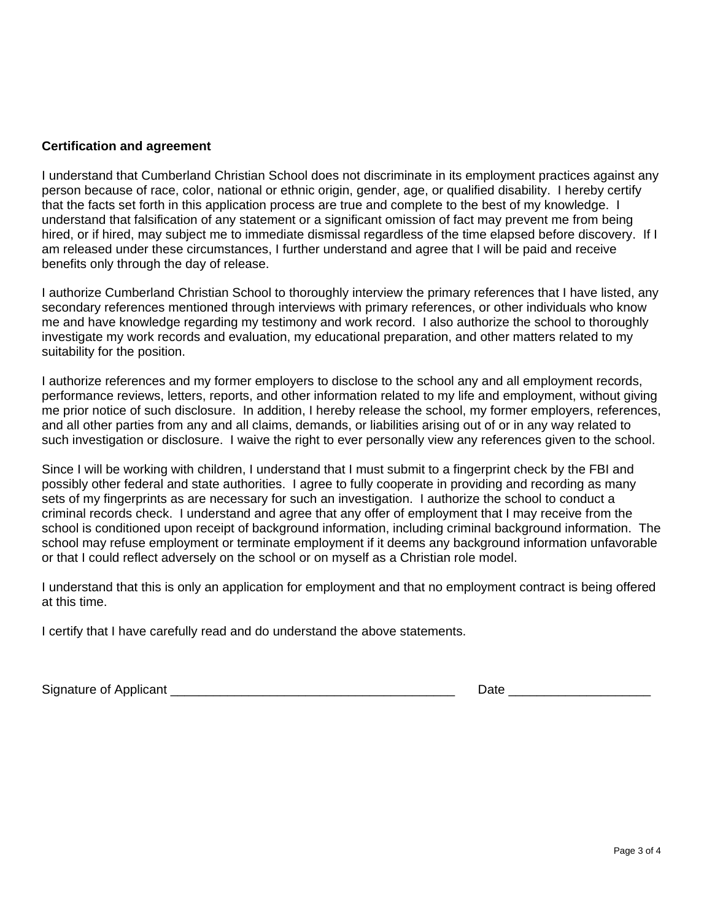**Certification and agreement**

I understand that Cumberland Christian School does not discriminate in its employment practices against any person because of race, color, national or ethnic origin, gender, age, or qualified disability. I hereby certify that the facts set forth in this application process are true and complete to the best of my knowledge. I understand that falsification of any statement or a significant omission of fact may prevent me from being hired, or if hired, may subject me to immediate dismissal regardless of the time elapsed before discovery. If I am released under these circumstances, I further understand and agree that I will be paid and receive benefits only through the day of release.

I authorize Cumberland Christian School to thoroughly interview the primary references that I have listed, any secondary references mentioned through interviews with primary references, or other individuals who know me and have knowledge regarding my testimony and work record. I also authorize the school to thoroughly investigate my work records and evaluation, my educational preparation, and other matters related to my suitability for the position.

I authorize references and my former employers to disclose to the school any and all employment records, performance reviews, letters, reports, and other information related to my life and employment, without giving me prior notice of such disclosure. In addition, I hereby release the school, my former employers, references, and all other parties from any and all claims, demands, or liabilities arising out of or in any way related to such investigation or disclosure. I waive the right to ever personally view any references given to the school.

Since I will be working with children, I understand that I must submit to a fingerprint check by the FBI and possibly other federal and state authorities. I agree to fully cooperate in providing and recording as many sets of my fingerprints as are necessary for such an investigation. I authorize the school to conduct a criminal records check. I understand and agree that any offer of employment that I may receive from the school is conditioned upon receipt of background information, including criminal background information. The school may refuse employment or terminate employment if it deems any background information unfavorable or that I could reflect adversely on the school or on myself as a Christian role model.

I understand that this is only an application for employment and that no employment contract is being offered at this time.

I certify that I have carefully read and do understand the above statements.

Signature of Applicant ________________________________________ Date ____________________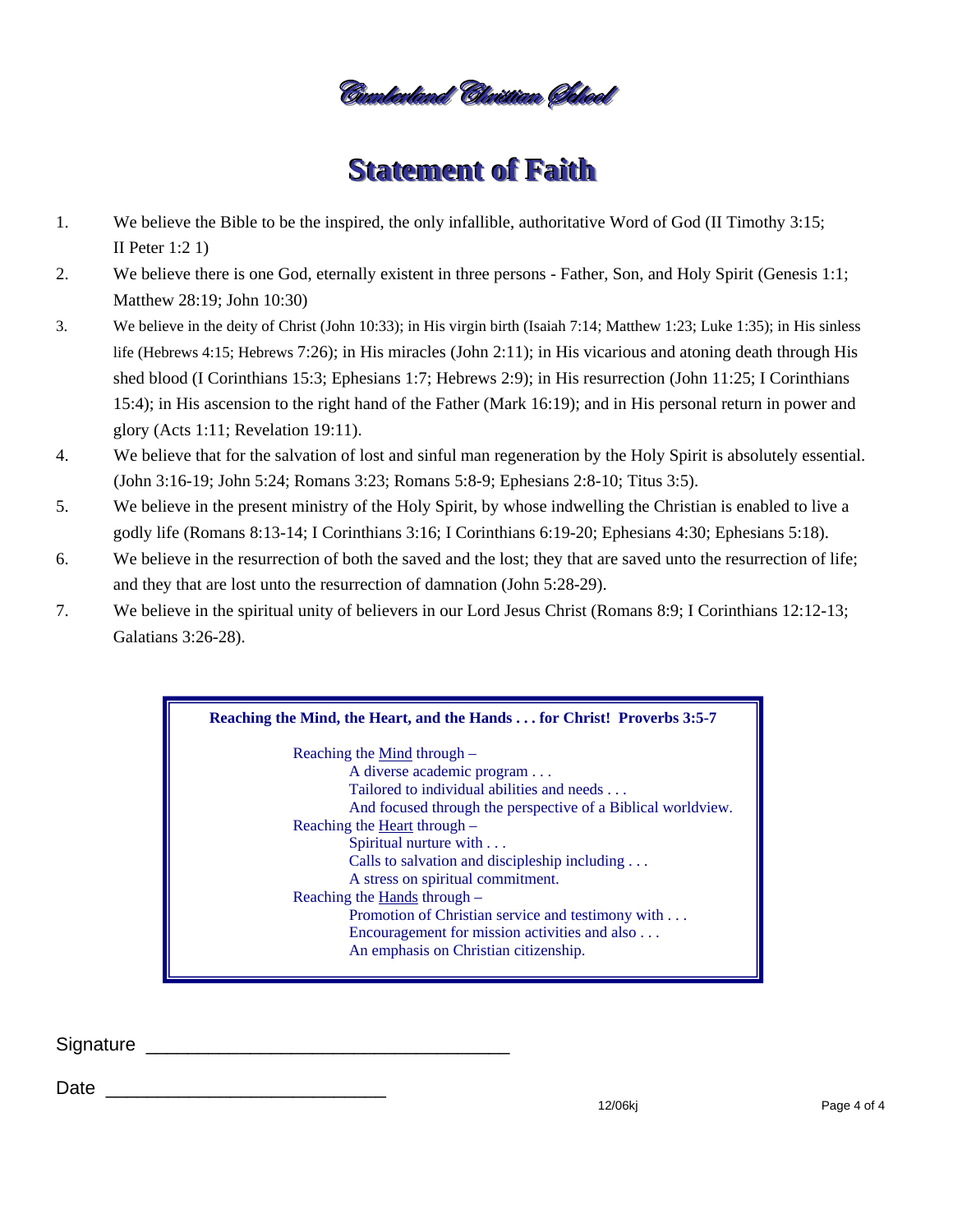Cumberland Christian School

# Statement of Faith

1. We believe the Bible to be the inspired, the only infallible, authoritative Word of God (II Timothy 3:15; II Peter 1:2 1)
2. We believe there is one God, eternally existent in three persons - Father, Son, and Holy Spirit (Genesis 1:1; Matthew 28:19; John 10:30)
3. We believe in the deity of Christ (John 10:33); in His virgin birth (Isaiah 7:14; Matthew 1:23; Luke 1:35); in His sinless life (Hebrews 4:15; Hebrews 7:26); in His miracles (John 2:11); in His vicarious and atoning death through His shed blood (I Corinthians 15:3; Ephesians 1:7; Hebrews 2:9); in His resurrection (John 11:25; I Corinthians 15:4); in His ascension to the right hand of the Father (Mark 16:19); and in His personal return in power and glory (Acts 1:11; Revelation 19:11).
4. We believe that for the salvation of lost and sinful man regeneration by the Holy Spirit is absolutely essential. (John 3:16-19; John 5:24; Romans 3:23; Romans 5:8-9; Ephesians 2:8-10; Titus 3:5).
5. We believe in the present ministry of the Holy Spirit, by whose indwelling the Christian is enabled to live a godly life (Romans 8:13-14; I Corinthians 3:16; I Corinthians 6:19-20; Ephesians 4:30; Ephesians 5:18).
6. We believe in the resurrection of both the saved and the lost; they that are saved unto the resurrection of life; and they that are lost unto the resurrection of damnation (John 5:28-29).
7. We believe in the spiritual unity of believers in our Lord Jesus Christ (Romans 8:9; I Corinthians 12:12-13; Galatians 3:26-28).

**Reaching the Mind, the Heart, and the Hands . . . for Christ! Proverbs 3:5-7**

Reaching the Mind through –
- A diverse academic program . . .
- Tailored to individual abilities and needs . . .
- And focused through the perspective of a Biblical worldview.

Reaching the Heart through –
- Spiritual nurture with . . .
- Calls to salvation and discipleship including . . .
- A stress on spiritual commitment.

Reaching the Hands through –
- Promotion of Christian service and testimony with . . .
- Encouragement for mission activities and also . . .
- An emphasis on Christian citizenship.

Signature ___________________________________

Date ___________________________

12/06kj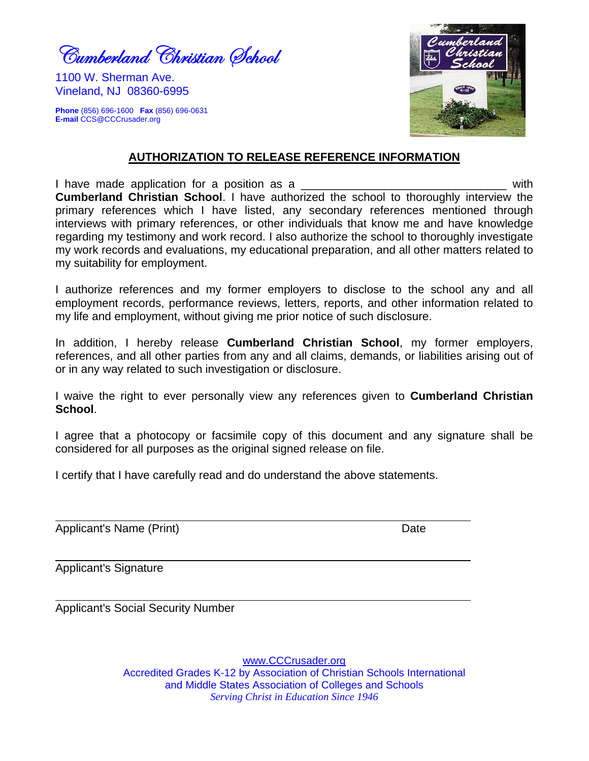Cumberland Christian School

1100 W. Sherman Ave.
Vineland, NJ 08360-6995

**Phone** (856) 696-1600 **Fax** (856) 696-0631
**E-mail** CCS@CCCrusader.org

## AUTHORIZATION TO RELEASE REFERENCE INFORMATION

I have made application for a position as a ________________________________ with **Cumberland Christian School**. I have authorized the school to thoroughly interview the primary references which I have listed, any secondary references mentioned through interviews with primary references, or other individuals that know me and have knowledge regarding my testimony and work record. I also authorize the school to thoroughly investigate my work records and evaluations, my educational preparation, and all other matters related to my suitability for employment.

I authorize references and my former employers to disclose to the school any and all employment records, performance reviews, letters, reports, and other information related to my life and employment, without giving me prior notice of such disclosure.

In addition, I hereby release **Cumberland Christian School**, my former employers, references, and all other parties from any and all claims, demands, or liabilities arising out of or in any way related to such investigation or disclosure.

I waive the right to ever personally view any references given to **Cumberland Christian School**.

I agree that a photocopy or facsimile copy of this document and any signature shall be considered for all purposes as the original signed release on file.

I certify that I have carefully read and do understand the above statements.

______________________________________________________________

Applicant's Name (Print) Date

______________________________________________________________

Applicant's Signature

______________________________________________________________

Applicant's Social Security Number

www.CCCrusader.org
Accredited Grades K-12 by Association of Christian Schools International
and Middle States Association of Colleges and Schools
*Serving Christ in Education Since 1946*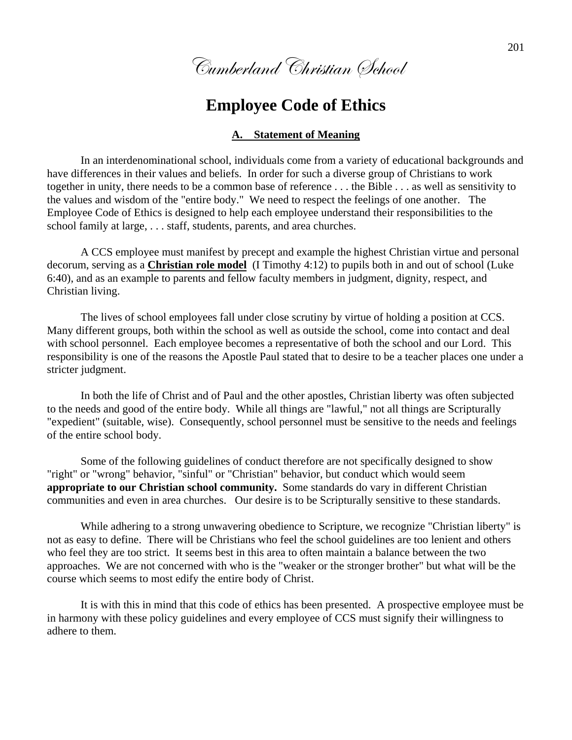*Cumberland Christian School*

# Employee Code of Ethics

## A. Statement of Meaning

In an interdenominational school, individuals come from a variety of educational backgrounds and have differences in their values and beliefs. In order for such a diverse group of Christians to work together in unity, there needs to be a common base of reference . . . the Bible . . . as well as sensitivity to the values and wisdom of the "entire body." We need to respect the feelings of one another. The Employee Code of Ethics is designed to help each employee understand their responsibilities to the school family at large, . . . staff, students, parents, and area churches.

A CCS employee must manifest by precept and example the highest Christian virtue and personal decorum, serving as a **Christian role model** (I Timothy 4:12) to pupils both in and out of school (Luke 6:40), and as an example to parents and fellow faculty members in judgment, dignity, respect, and Christian living.

The lives of school employees fall under close scrutiny by virtue of holding a position at CCS. Many different groups, both within the school as well as outside the school, come into contact and deal with school personnel. Each employee becomes a representative of both the school and our Lord. This responsibility is one of the reasons the Apostle Paul stated that to desire to be a teacher places one under a stricter judgment.

In both the life of Christ and of Paul and the other apostles, Christian liberty was often subjected to the needs and good of the entire body. While all things are "lawful," not all things are Scripturally "expedient" (suitable, wise). Consequently, school personnel must be sensitive to the needs and feelings of the entire school body.

Some of the following guidelines of conduct therefore are not specifically designed to show "right" or "wrong" behavior, "sinful" or "Christian" behavior, but conduct which would seem **appropriate to our Christian school community.** Some standards do vary in different Christian communities and even in area churches. Our desire is to be Scripturally sensitive to these standards.

While adhering to a strong unwavering obedience to Scripture, we recognize "Christian liberty" is not as easy to define. There will be Christians who feel the school guidelines are too lenient and others who feel they are too strict. It seems best in this area to often maintain a balance between the two approaches. We are not concerned with who is the "weaker or the stronger brother" but what will be the course which seems to most edify the entire body of Christ.

It is with this in mind that this code of ethics has been presented. A prospective employee must be in harmony with these policy guidelines and every employee of CCS must signify their willingness to adhere to them.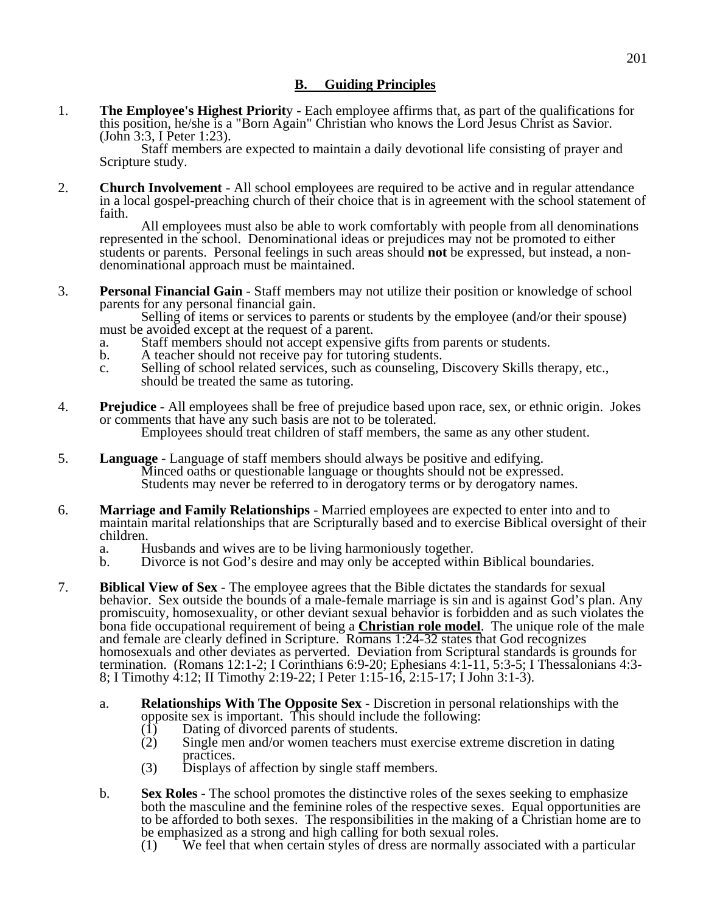## B. Guiding Principles

1. **The Employee's Highest Priority** - Each employee affirms that, as part of the qualifications for this position, he/she is a "Born Again" Christian who knows the Lord Jesus Christ as Savior. (John 3:3, I Peter 1:23).

   Staff members are expected to maintain a daily devotional life consisting of prayer and Scripture study.

2. **Church Involvement** - All school employees are required to be active and in regular attendance in a local gospel-preaching church of their choice that is in agreement with the school statement of faith.

   All employees must also be able to work comfortably with people from all denominations represented in the school. Denominational ideas or prejudices may not be promoted to either students or parents. Personal feelings in such areas should **not** be expressed, but instead, a non-denominational approach must be maintained.

3. **Personal Financial Gain** - Staff members may not utilize their position or knowledge of school parents for any personal financial gain.

   Selling of items or services to parents or students by the employee (and/or their spouse) must be avoided except at the request of a parent.

   a. Staff members should not accept expensive gifts from parents or students.
   b. A teacher should not receive pay for tutoring students.
   c. Selling of school related services, such as counseling, Discovery Skills therapy, etc., should be treated the same as tutoring.

4. **Prejudice** - All employees shall be free of prejudice based upon race, sex, or ethnic origin. Jokes or comments that have any such basis are not to be tolerated.

   Employees should treat children of staff members, the same as any other student.

5. **Language** - Language of staff members should always be positive and edifying.

   Minced oaths or questionable language or thoughts should not be expressed.

   Students may never be referred to in derogatory terms or by derogatory names.

6. **Marriage and Family Relationships** - Married employees are expected to enter into and to maintain marital relationships that are Scripturally based and to exercise Biblical oversight of their children.

   a. Husbands and wives are to be living harmoniously together.
   b. Divorce is not God's desire and may only be accepted within Biblical boundaries.

7. **Biblical View of Sex** - The employee agrees that the Bible dictates the standards for sexual behavior. Sex outside the bounds of a male-female marriage is sin and is against God's plan. Any promiscuity, homosexuality, or other deviant sexual behavior is forbidden and as such violates the bona fide occupational requirement of being a **Christian role model**. The unique role of the male and female are clearly defined in Scripture. Romans 1:24-32 states that God recognizes homosexuals and other deviates as perverted. Deviation from Scriptural standards is grounds for termination. (Romans 12:1-2; I Corinthians 6:9-20; Ephesians 4:1-11, 5:3-5; I Thessalonians 4:3-8; I Timothy 4:12; II Timothy 2:19-22; I Peter 1:15-16, 2:15-17; I John 3:1-3).

   a. **Relationships With The Opposite Sex** - Discretion in personal relationships with the opposite sex is important. This should include the following:
      (1) Dating of divorced parents of students.
      (2) Single men and/or women teachers must exercise extreme discretion in dating practices.
      (3) Displays of affection by single staff members.

   b. **Sex Roles** - The school promotes the distinctive roles of the sexes seeking to emphasize both the masculine and the feminine roles of the respective sexes. Equal opportunities are to be afforded to both sexes. The responsibilities in the making of a Christian home are to be emphasized as a strong and high calling for both sexual roles.
      (1) We feel that when certain styles of dress are normally associated with a particular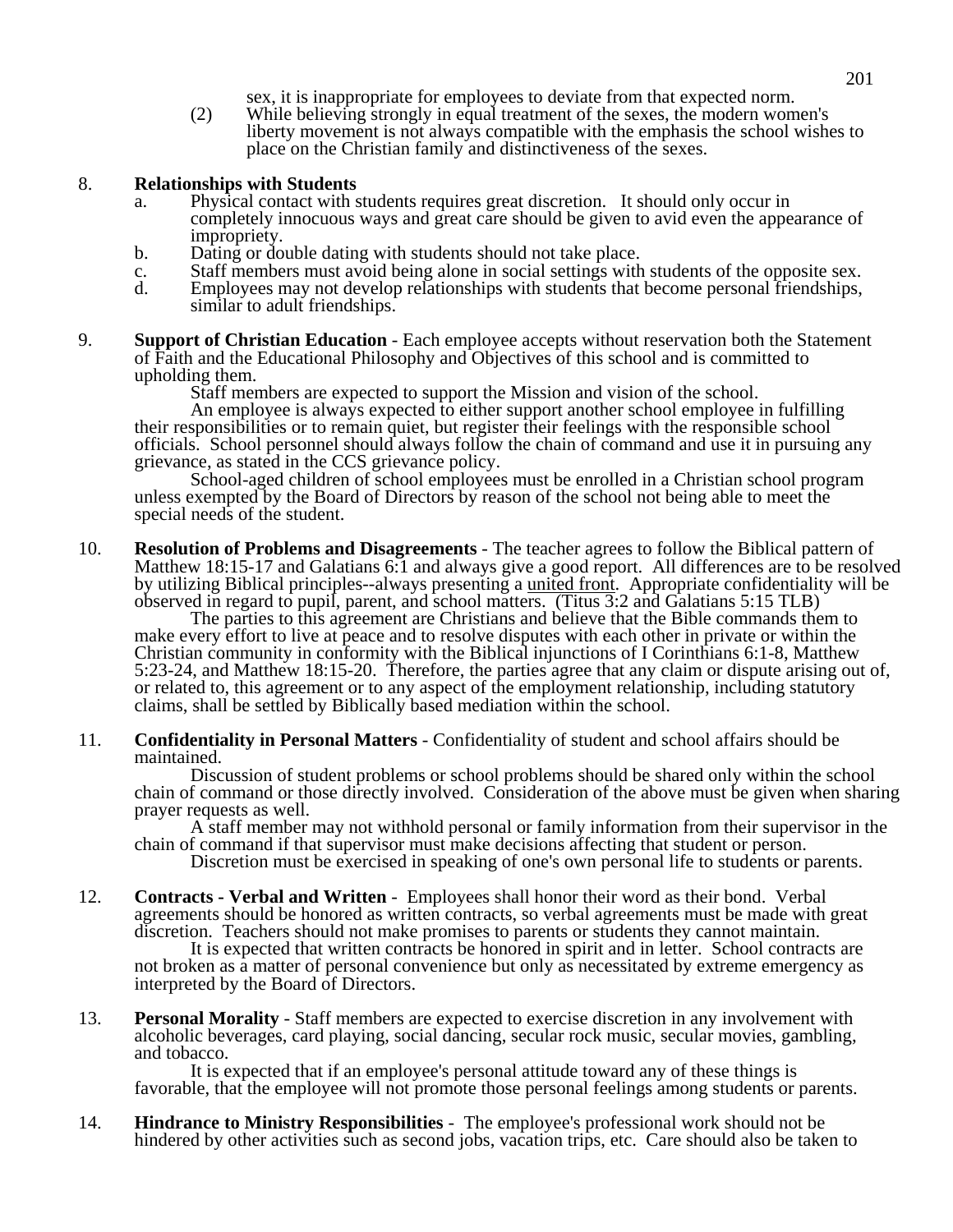sex, it is inappropriate for employees to deviate from that expected norm.

(2) While believing strongly in equal treatment of the sexes, the modern women's liberty movement is not always compatible with the emphasis the school wishes to place on the Christian family and distinctiveness of the sexes.

8. **Relationships with Students**
   a. Physical contact with students requires great discretion. It should only occur in completely innocuous ways and great care should be given to avid even the appearance of impropriety.
   b. Dating or double dating with students should not take place.
   c. Staff members must avoid being alone in social settings with students of the opposite sex.
   d. Employees may not develop relationships with students that become personal friendships, similar to adult friendships.

9. **Support of Christian Education** - Each employee accepts without reservation both the Statement of Faith and the Educational Philosophy and Objectives of this school and is committed to upholding them.

   Staff members are expected to support the Mission and vision of the school.

   An employee is always expected to either support another school employee in fulfilling their responsibilities or to remain quiet, but register their feelings with the responsible school officials. School personnel should always follow the chain of command and use it in pursuing any grievance, as stated in the CCS grievance policy.

   School-aged children of school employees must be enrolled in a Christian school program unless exempted by the Board of Directors by reason of the school not being able to meet the special needs of the student.

10. **Resolution of Problems and Disagreements** - The teacher agrees to follow the Biblical pattern of Matthew 18:15-17 and Galatians 6:1 and always give a good report. All differences are to be resolved by utilizing Biblical principles--always presenting a <u>united front</u>. Appropriate confidentiality will be observed in regard to pupil, parent, and school matters. (Titus 3:2 and Galatians 5:15 TLB)

    The parties to this agreement are Christians and believe that the Bible commands them to make every effort to live at peace and to resolve disputes with each other in private or within the Christian community in conformity with the Biblical injunctions of I Corinthians 6:1-8, Matthew 5:23-24, and Matthew 18:15-20. Therefore, the parties agree that any claim or dispute arising out of, or related to, this agreement or to any aspect of the employment relationship, including statutory claims, shall be settled by Biblically based mediation within the school.

11. **Confidentiality in Personal Matters** - Confidentiality of student and school affairs should be maintained.

    Discussion of student problems or school problems should be shared only within the school chain of command or those directly involved. Consideration of the above must be given when sharing prayer requests as well.

    A staff member may not withhold personal or family information from their supervisor in the chain of command if that supervisor must make decisions affecting that student or person.

    Discretion must be exercised in speaking of one's own personal life to students or parents.

12. **Contracts - Verbal and Written** - Employees shall honor their word as their bond. Verbal agreements should be honored as written contracts, so verbal agreements must be made with great discretion. Teachers should not make promises to parents or students they cannot maintain.

    It is expected that written contracts be honored in spirit and in letter. School contracts are not broken as a matter of personal convenience but only as necessitated by extreme emergency as interpreted by the Board of Directors.

13. **Personal Morality** - Staff members are expected to exercise discretion in any involvement with alcoholic beverages, card playing, social dancing, secular rock music, secular movies, gambling, and tobacco.

    It is expected that if an employee's personal attitude toward any of these things is favorable, that the employee will not promote those personal feelings among students or parents.

14. **Hindrance to Ministry Responsibilities** - The employee's professional work should not be hindered by other activities such as second jobs, vacation trips, etc. Care should also be taken to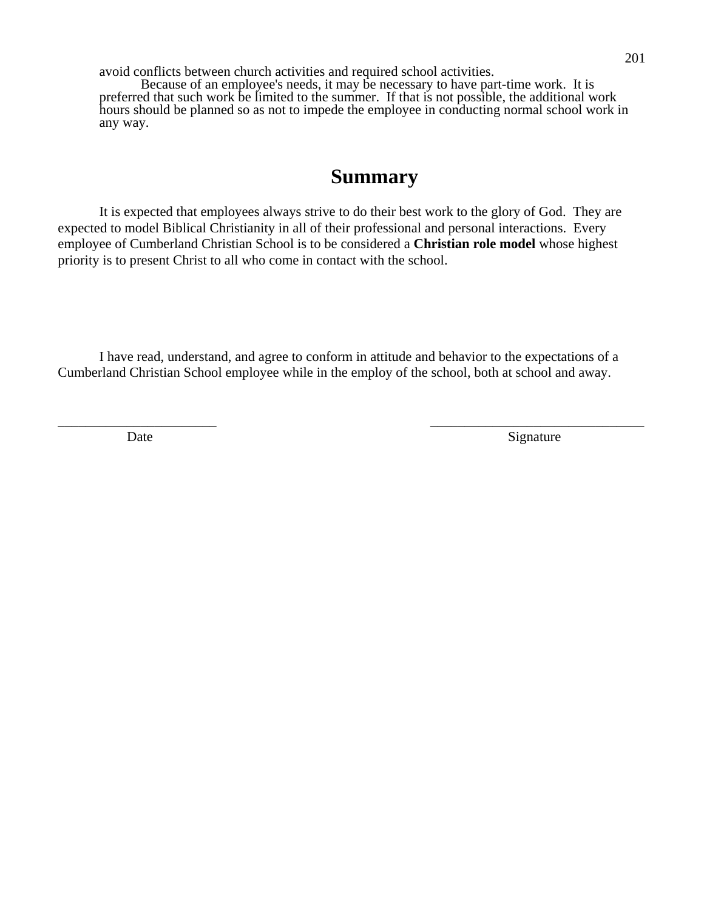avoid conflicts between church activities and required school activities.

Because of an employee's needs, it may be necessary to have part-time work. It is preferred that such work be limited to the summer. If that is not possible, the additional work hours should be planned so as not to impede the employee in conducting normal school work in any way.

## Summary

It is expected that employees always strive to do their best work to the glory of God. They are expected to model Biblical Christianity in all of their professional and personal interactions. Every employee of Cumberland Christian School is to be considered a **Christian role model** whose highest priority is to present Christ to all who come in contact with the school.

I have read, understand, and agree to conform in attitude and behavior to the expectations of a Cumberland Christian School employee while in the employ of the school, both at school and away.

_______________________ &nbsp;&nbsp;&nbsp;&nbsp;&nbsp;&nbsp;&nbsp;&nbsp;&nbsp;&nbsp;&nbsp;&nbsp;&nbsp;&nbsp;&nbsp;&nbsp;&nbsp;&nbsp;&nbsp;&nbsp; _______________________________

Date &nbsp;&nbsp;&nbsp;&nbsp;&nbsp;&nbsp;&nbsp;&nbsp;&nbsp;&nbsp;&nbsp;&nbsp;&nbsp;&nbsp;&nbsp;&nbsp;&nbsp;&nbsp;&nbsp;&nbsp;&nbsp;&nbsp;&nbsp;&nbsp;&nbsp;&nbsp;&nbsp;&nbsp;&nbsp;&nbsp;&nbsp;&nbsp;&nbsp;&nbsp;&nbsp;&nbsp;&nbsp;&nbsp;&nbsp;&nbsp; Signature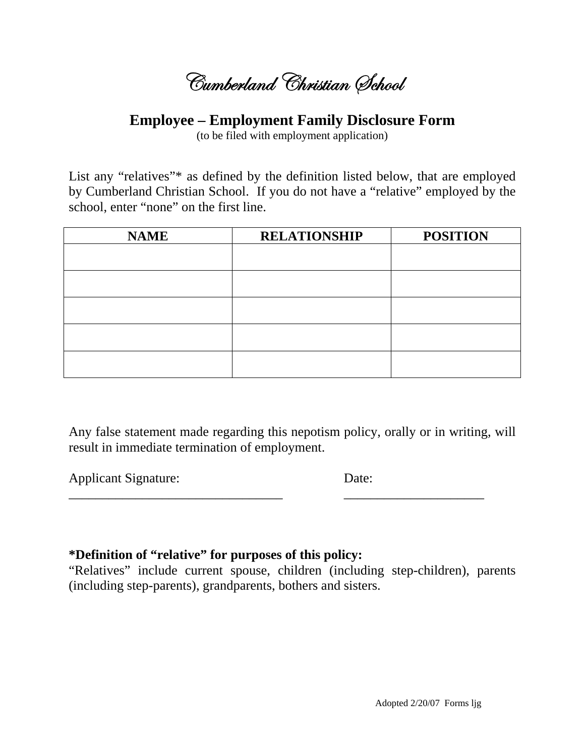# Cumberland Christian School

## Employee – Employment Family Disclosure Form

(to be filed with employment application)

List any "relatives"* as defined by the definition listed below, that are employed by Cumberland Christian School. If you do not have a "relative" employed by the school, enter "none" on the first line.

| NAME | RELATIONSHIP | POSITION |
|---|---|---|
| | | |
| | | |
| | | |
| | | |
| | | |

Any false statement made regarding this nepotism policy, orally or in writing, will result in immediate termination of employment.

Applicant Signature: _________________________________ Date: _____________________

**\*Definition of "relative" for purposes of this policy:**
"Relatives" include current spouse, children (including step-children), parents (including step-parents), grandparents, bothers and sisters.

Adopted 2/20/07 Forms ljg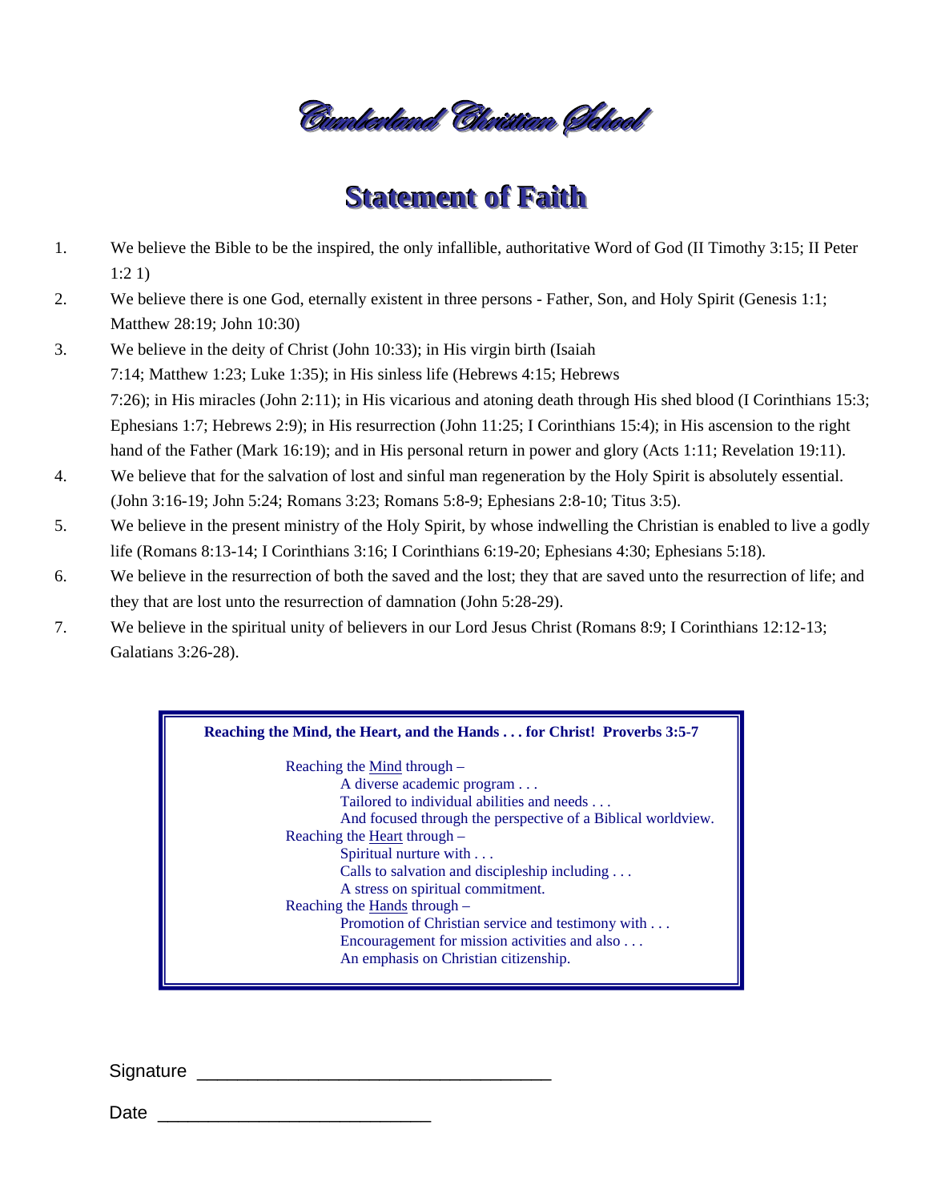# Cumberland Christian School

## Statement of Faith

1. We believe the Bible to be the inspired, the only infallible, authoritative Word of God (II Timothy 3:15; II Peter 1:2 1)
2. We believe there is one God, eternally existent in three persons - Father, Son, and Holy Spirit (Genesis 1:1; Matthew 28:19; John 10:30)
3. We believe in the deity of Christ (John 10:33); in His virgin birth (Isaiah 7:14; Matthew 1:23; Luke 1:35); in His sinless life (Hebrews 4:15; Hebrews 7:26); in His miracles (John 2:11); in His vicarious and atoning death through His shed blood (I Corinthians 15:3; Ephesians 1:7; Hebrews 2:9); in His resurrection (John 11:25; I Corinthians 15:4); in His ascension to the right hand of the Father (Mark 16:19); and in His personal return in power and glory (Acts 1:11; Revelation 19:11).
4. We believe that for the salvation of lost and sinful man regeneration by the Holy Spirit is absolutely essential. (John 3:16-19; John 5:24; Romans 3:23; Romans 5:8-9; Ephesians 2:8-10; Titus 3:5).
5. We believe in the present ministry of the Holy Spirit, by whose indwelling the Christian is enabled to live a godly life (Romans 8:13-14; I Corinthians 3:16; I Corinthians 6:19-20; Ephesians 4:30; Ephesians 5:18).
6. We believe in the resurrection of both the saved and the lost; they that are saved unto the resurrection of life; and they that are lost unto the resurrection of damnation (John 5:28-29).
7. We believe in the spiritual unity of believers in our Lord Jesus Christ (Romans 8:9; I Corinthians 12:12-13; Galatians 3:26-28).

**Reaching the Mind, the Heart, and the Hands . . . for Christ! Proverbs 3:5-7**

Reaching the Mind through –
- A diverse academic program . . .
- Tailored to individual abilities and needs . . .
- And focused through the perspective of a Biblical worldview.

Reaching the Heart through –
- Spiritual nurture with . . .
- Calls to salvation and discipleship including . . .
- A stress on spiritual commitment.

Reaching the Hands through –
- Promotion of Christian service and testimony with . . .
- Encouragement for mission activities and also . . .
- An emphasis on Christian citizenship.

Signature ___________________________________

Date ___________________________